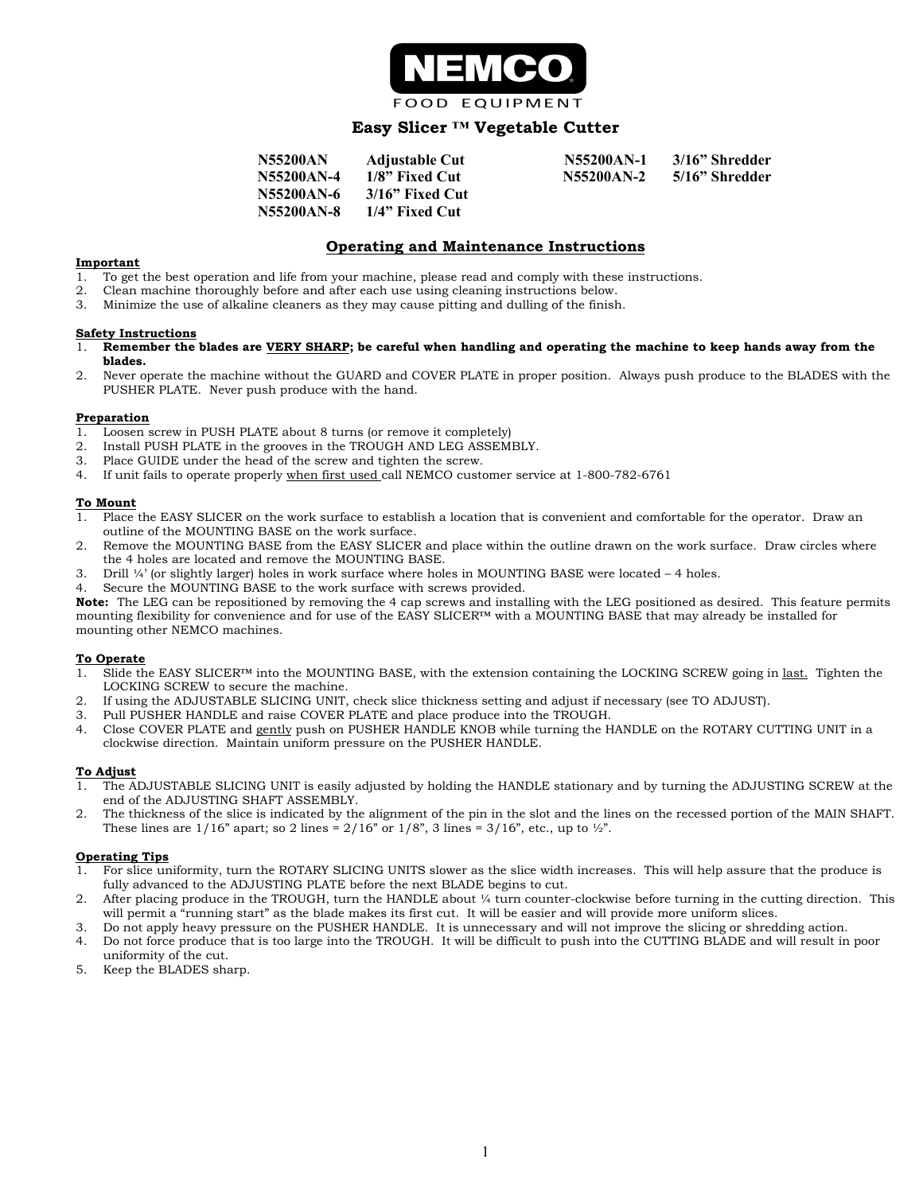# NEMCO

FOOD EQUIPMENT

## Easy Slicer ™ Vegetable Cutter

| | | | |
|---|---|---|---|
| **N55200AN** | **Adjustable Cut** | **N55200AN-1** | **3/16" Shredder** |
| **N55200AN-4** | **1/8" Fixed Cut** | **N55200AN-2** | **5/16" Shredder** |
| **N55200AN-6** | **3/16" Fixed Cut** | | |
| **N55200AN-8** | **1/4" Fixed Cut** | | |

## Operating and Maintenance Instructions

**Important**

1. To get the best operation and life from your machine, please read and comply with these instructions.
2. Clean machine thoroughly before and after each use using cleaning instructions below.
3. Minimize the use of alkaline cleaners as they may cause pitting and dulling of the finish.

**Safety Instructions**

1. **Remember the blades are VERY SHARP; be careful when handling and operating the machine to keep hands away from the blades.**
2. Never operate the machine without the GUARD and COVER PLATE in proper position. Always push produce to the BLADES with the PUSHER PLATE. Never push produce with the hand.

**Preparation**

1. Loosen screw in PUSH PLATE about 8 turns (or remove it completely)
2. Install PUSH PLATE in the grooves in the TROUGH AND LEG ASSEMBLY.
3. Place GUIDE under the head of the screw and tighten the screw.
4. If unit fails to operate properly when first used call NEMCO customer service at 1-800-782-6761

**To Mount**

1. Place the EASY SLICER on the work surface to establish a location that is convenient and comfortable for the operator. Draw an outline of the MOUNTING BASE on the work surface.
2. Remove the MOUNTING BASE from the EASY SLICER and place within the outline drawn on the work surface. Draw circles where the 4 holes are located and remove the MOUNTING BASE.
3. Drill ¼' (or slightly larger) holes in work surface where holes in MOUNTING BASE were located – 4 holes.
4. Secure the MOUNTING BASE to the work surface with screws provided.

**Note:** The LEG can be repositioned by removing the 4 cap screws and installing with the LEG positioned as desired. This feature permits mounting flexibility for convenience and for use of the EASY SLICER™ with a MOUNTING BASE that may already be installed for mounting other NEMCO machines.

**To Operate**

1. Slide the EASY SLICER™ into the MOUNTING BASE, with the extension containing the LOCKING SCREW going in last. Tighten the LOCKING SCREW to secure the machine.
2. If using the ADJUSTABLE SLICING UNIT, check slice thickness setting and adjust if necessary (see TO ADJUST).
3. Pull PUSHER HANDLE and raise COVER PLATE and place produce into the TROUGH.
4. Close COVER PLATE and gently push on PUSHER HANDLE KNOB while turning the HANDLE on the ROTARY CUTTING UNIT in a clockwise direction. Maintain uniform pressure on the PUSHER HANDLE.

**To Adjust**

1. The ADJUSTABLE SLICING UNIT is easily adjusted by holding the HANDLE stationary and by turning the ADJUSTING SCREW at the end of the ADJUSTING SHAFT ASSEMBLY.
2. The thickness of the slice is indicated by the alignment of the pin in the slot and the lines on the recessed portion of the MAIN SHAFT. These lines are 1/16" apart; so 2 lines = 2/16" or 1/8", 3 lines = 3/16", etc., up to ½".

**Operating Tips**

1. For slice uniformity, turn the ROTARY SLICING UNITS slower as the slice width increases. This will help assure that the produce is fully advanced to the ADJUSTING PLATE before the next BLADE begins to cut.
2. After placing produce in the TROUGH, turn the HANDLE about ¼ turn counter-clockwise before turning in the cutting direction. This will permit a "running start" as the blade makes its first cut. It will be easier and will provide more uniform slices.
3. Do not apply heavy pressure on the PUSHER HANDLE. It is unnecessary and will not improve the slicing or shredding action.
4. Do not force produce that is too large into the TROUGH. It will be difficult to push into the CUTTING BLADE and will result in poor uniformity of the cut.
5. Keep the BLADES sharp.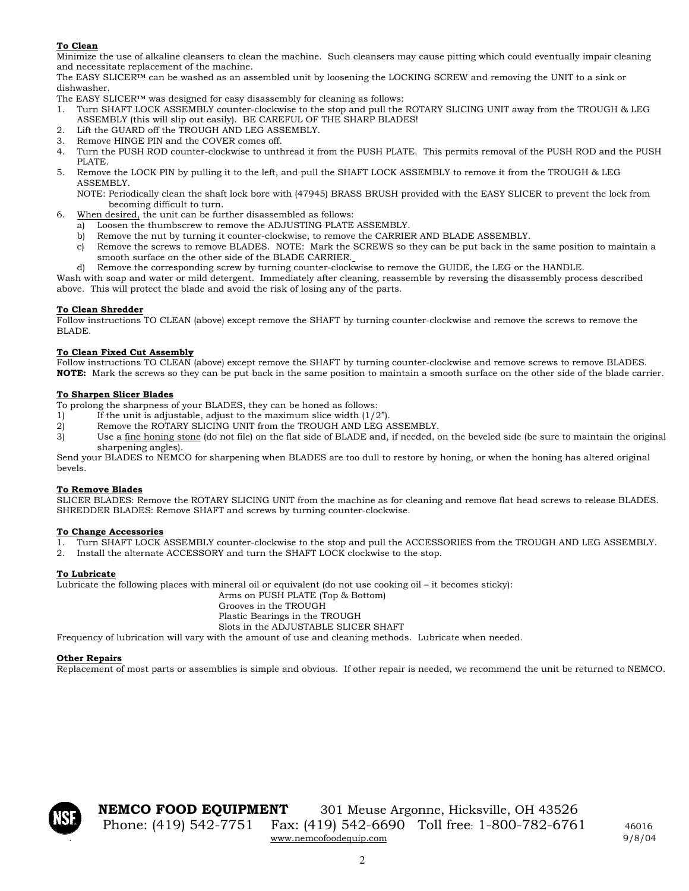**<u>To Clean</u>**

Minimize the use of alkaline cleansers to clean the machine. Such cleansers may cause pitting which could eventually impair cleaning and necessitate replacement of the machine.

The EASY SLICER™ can be washed as an assembled unit by loosening the LOCKING SCREW and removing the UNIT to a sink or dishwasher.

The EASY SLICER™ was designed for easy disassembly for cleaning as follows:

1. Turn SHAFT LOCK ASSEMBLY counter-clockwise to the stop and pull the ROTARY SLICING UNIT away from the TROUGH & LEG ASSEMBLY (this will slip out easily). BE CAREFUL OF THE SHARP BLADES!
2. Lift the GUARD off the TROUGH AND LEG ASSEMBLY.
3. Remove HINGE PIN and the COVER comes off.
4. Turn the PUSH ROD counter-clockwise to unthread it from the PUSH PLATE. This permits removal of the PUSH ROD and the PUSH PLATE.
5. Remove the LOCK PIN by pulling it to the left, and pull the SHAFT LOCK ASSEMBLY to remove it from the TROUGH & LEG ASSEMBLY.
   NOTE: Periodically clean the shaft lock bore with (47945) BRASS BRUSH provided with the EASY SLICER to prevent the lock from becoming difficult to turn.
6. <u>When desired,</u> the unit can be further disassembled as follows:
   a) Loosen the thumbscrew to remove the ADJUSTING PLATE ASSEMBLY.
   b) Remove the nut by turning it counter-clockwise, to remove the CARRIER AND BLADE ASSEMBLY.
   c) Remove the screws to remove BLADES. NOTE: Mark the SCREWS so they can be put back in the same position to maintain a smooth surface on the other side of the BLADE CARRIER.
   d) Remove the corresponding screw by turning counter-clockwise to remove the GUIDE, the LEG or the HANDLE.

Wash with soap and water or mild detergent. Immediately after cleaning, reassemble by reversing the disassembly process described above. This will protect the blade and avoid the risk of losing any of the parts.

**<u>To Clean Shredder</u>**

Follow instructions TO CLEAN (above) except remove the SHAFT by turning counter-clockwise and remove the screws to remove the BLADE.

**<u>To Clean Fixed Cut Assembly</u>**

Follow instructions TO CLEAN (above) except remove the SHAFT by turning counter-clockwise and remove screws to remove BLADES. **NOTE:** Mark the screws so they can be put back in the same position to maintain a smooth surface on the other side of the blade carrier.

**<u>To Sharpen Slicer Blades</u>**

To prolong the sharpness of your BLADES, they can be honed as follows:

1) If the unit is adjustable, adjust to the maximum slice width (1/2").
2) Remove the ROTARY SLICING UNIT from the TROUGH AND LEG ASSEMBLY.
3) Use a <u>fine honing stone</u> (do not file) on the flat side of BLADE and, if needed, on the beveled side (be sure to maintain the original sharpening angles).

Send your BLADES to NEMCO for sharpening when BLADES are too dull to restore by honing, or when the honing has altered original bevels.

**<u>To Remove Blades</u>**

SLICER BLADES: Remove the ROTARY SLICING UNIT from the machine as for cleaning and remove flat head screws to release BLADES.
SHREDDER BLADES: Remove SHAFT and screws by turning counter-clockwise.

**<u>To Change Accessories</u>**

1. Turn SHAFT LOCK ASSEMBLY counter-clockwise to the stop and pull the ACCESSORIES from the TROUGH AND LEG ASSEMBLY.
2. Install the alternate ACCESSORY and turn the SHAFT LOCK clockwise to the stop.

**<u>To Lubricate</u>**

Lubricate the following places with mineral oil or equivalent (do not use cooking oil – it becomes sticky):

- Arms on PUSH PLATE (Top & Bottom)
- Grooves in the TROUGH
- Plastic Bearings in the TROUGH
- Slots in the ADJUSTABLE SLICER SHAFT

Frequency of lubrication will vary with the amount of use and cleaning methods. Lubricate when needed.

**<u>Other Repairs</u>**

Replacement of most parts or assemblies is simple and obvious. If other repair is needed, we recommend the unit be returned to NEMCO.

**NEMCO FOOD EQUIPMENT** 301 Meuse Argonne, Hicksville, OH 43526
Phone: (419) 542-7751 Fax: (419) 542-6690 Toll free: 1-800-782-6761
www.nemcofoodequip.com

46016
9/8/04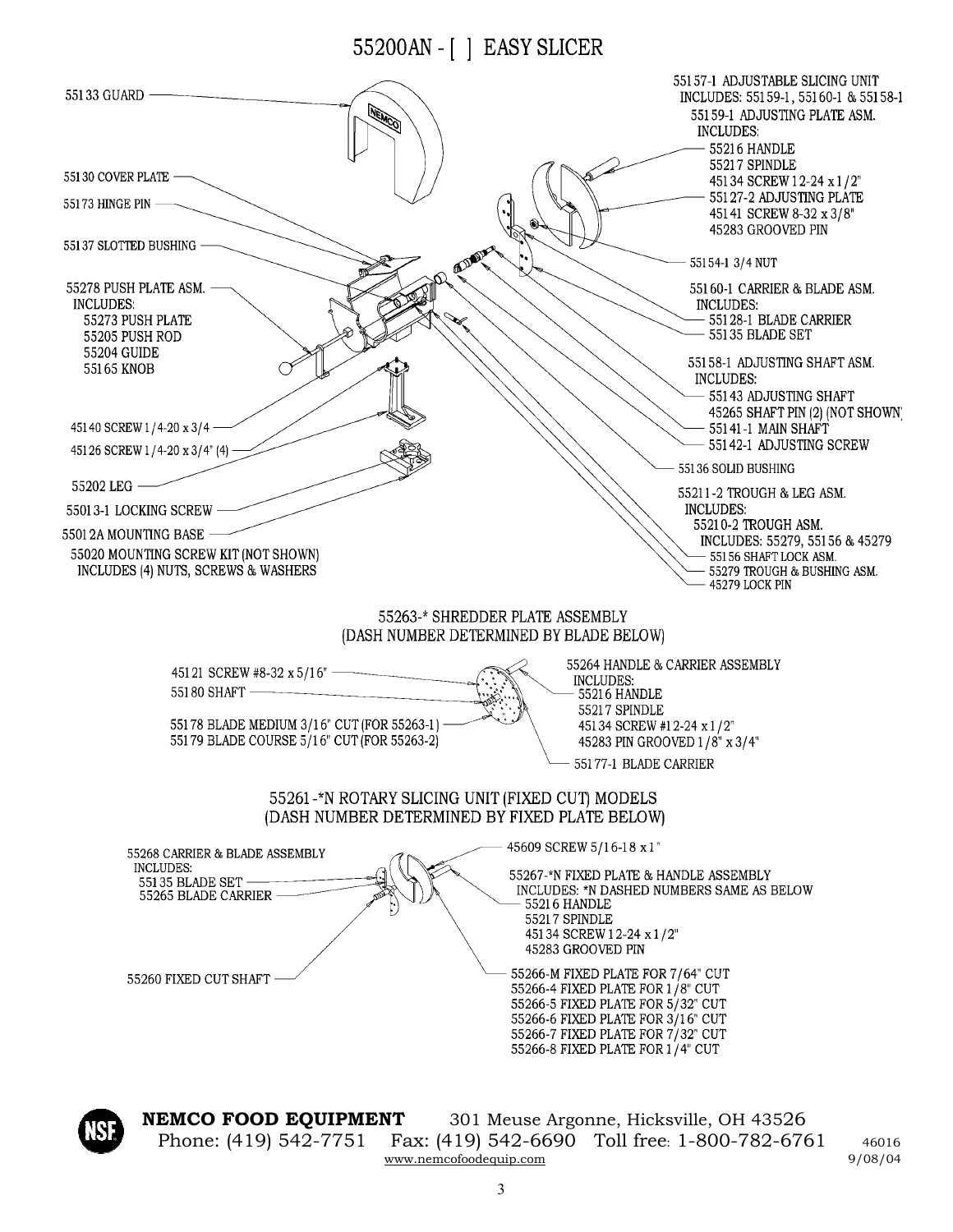# 55200AN - [ ] EASY SLICER

55133 GUARD

55130 COVER PLATE

55173 HINGE PIN

55137 SLOTTED BUSHING

55278 PUSH PLATE ASM.
INCLUDES:
55273 PUSH PLATE
55205 PUSH ROD
55204 GUIDE
55165 KNOB

45140 SCREW 1/4-20 x 3/4

45126 SCREW 1/4-20 x 3/4" (4)

55202 LEG

55013-1 LOCKING SCREW

55012A MOUNTING BASE

55020 MOUNTING SCREW KIT (NOT SHOWN)
INCLUDES (4) NUTS, SCREWS & WASHERS

55157-1 ADJUSTABLE SLICING UNIT
INCLUDES: 55159-1, 55160-1 & 55158-1

55159-1 ADJUSTING PLATE ASM.
INCLUDES:
55216 HANDLE
55217 SPINDLE
45134 SCREW 12-24 x 1/2"
55127-2 ADJUSTING PLATE
45141 SCREW 8-32 x 3/8"
45283 GROOVED PIN

55154-1 3/4 NUT

55160-1 CARRIER & BLADE ASM.
INCLUDES:
55128-1 BLADE CARRIER
55135 BLADE SET

55158-1 ADJUSTING SHAFT ASM.
INCLUDES:
55143 ADJUSTING SHAFT
45265 SHAFT PIN (2) (NOT SHOWN)
55141-1 MAIN SHAFT
55142-1 ADJUSTING SCREW

55136 SOLID BUSHING

55211-2 TROUGH & LEG ASM.
INCLUDES:
55210-2 TROUGH ASM.
INCLUDES: 55279, 55156 & 45279
55156 SHAFT LOCK ASM.
55279 TROUGH & BUSHING ASM.
45279 LOCK PIN

## 55263-* SHREDDER PLATE ASSEMBLY
(DASH NUMBER DETERMINED BY BLADE BELOW)

45121 SCREW #8-32 x 5/16"

55180 SHAFT

55178 BLADE MEDIUM 3/16" CUT (FOR 55263-1)
55179 BLADE COURSE 5/16" CUT (FOR 55263-2)

55264 HANDLE & CARRIER ASSEMBLY
INCLUDES:
55216 HANDLE
55217 SPINDLE
45134 SCREW #12-24 x 1/2"
45283 PIN GROOVED 1/8" x 3/4"

55177-1 BLADE CARRIER

## 55261-*N ROTARY SLICING UNIT (FIXED CUT) MODELS
(DASH NUMBER DETERMINED BY FIXED PLATE BELOW)

55268 CARRIER & BLADE ASSEMBLY
INCLUDES:
55135 BLADE SET
55265 BLADE CARRIER

55260 FIXED CUT SHAFT

45609 SCREW 5/16-18 x 1"

55267-*N FIXED PLATE & HANDLE ASSEMBLY
INCLUDES: *N DASHED NUMBERS SAME AS BELOW
55216 HANDLE
55217 SPINDLE
45134 SCREW 12-24 x 1/2"
45283 GROOVED PIN

55266-M FIXED PLATE FOR 7/64" CUT
55266-4 FIXED PLATE FOR 1/8" CUT
55266-5 FIXED PLATE FOR 5/32" CUT
55266-6 FIXED PLATE FOR 3/16" CUT
55266-7 FIXED PLATE FOR 7/32" CUT
55266-8 FIXED PLATE FOR 1/4" CUT

**NEMCO FOOD EQUIPMENT** 301 Meuse Argonne, Hicksville, OH 43526
Phone: (419) 542-7751 Fax: (419) 542-6690 Toll free: 1-800-782-6761 46016
www.nemcofoodequip.com 9/08/04